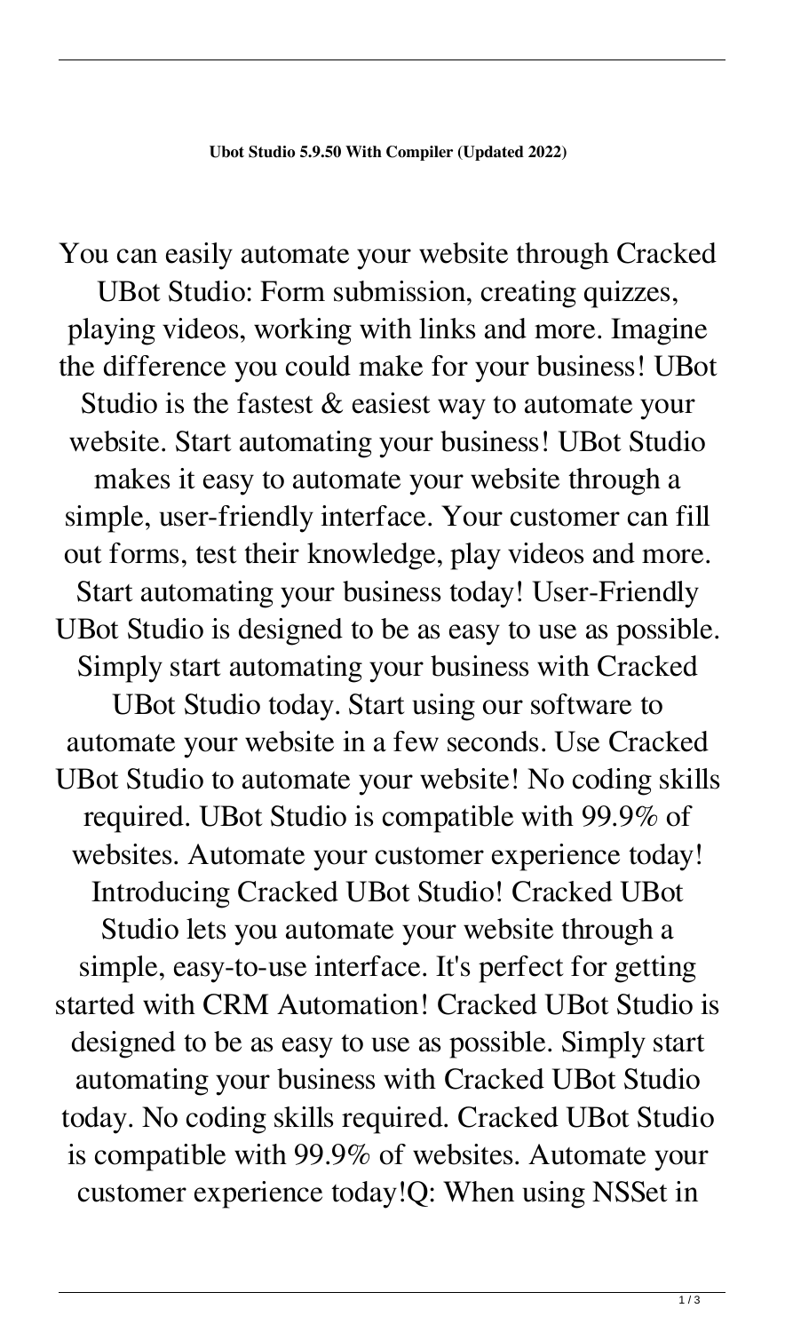**Ubot Studio 5.9.50 With Compiler (Updated 2022)**

You can easily automate your website through Cracked UBot Studio: Form submission, creating quizzes, playing videos, working with links and more. Imagine the difference you could make for your business! UBot Studio is the fastest & easiest way to automate your website. Start automating your business! UBot Studio makes it easy to automate your website through a simple, user-friendly interface. Your customer can fill out forms, test their knowledge, play videos and more. Start automating your business today! User-Friendly UBot Studio is designed to be as easy to use as possible. Simply start automating your business with Cracked UBot Studio today. Start using our software to automate your website in a few seconds. Use Cracked UBot Studio to automate your website! No coding skills required. UBot Studio is compatible with 99.9% of websites. Automate your customer experience today! Introducing Cracked UBot Studio! Cracked UBot Studio lets you automate your website through a simple, easy-to-use interface. It's perfect for getting started with CRM Automation! Cracked UBot Studio is designed to be as easy to use as possible. Simply start automating your business with Cracked UBot Studio today. No coding skills required. Cracked UBot Studio is compatible with 99.9% of websites. Automate your customer experience today!Q: When using NSSet in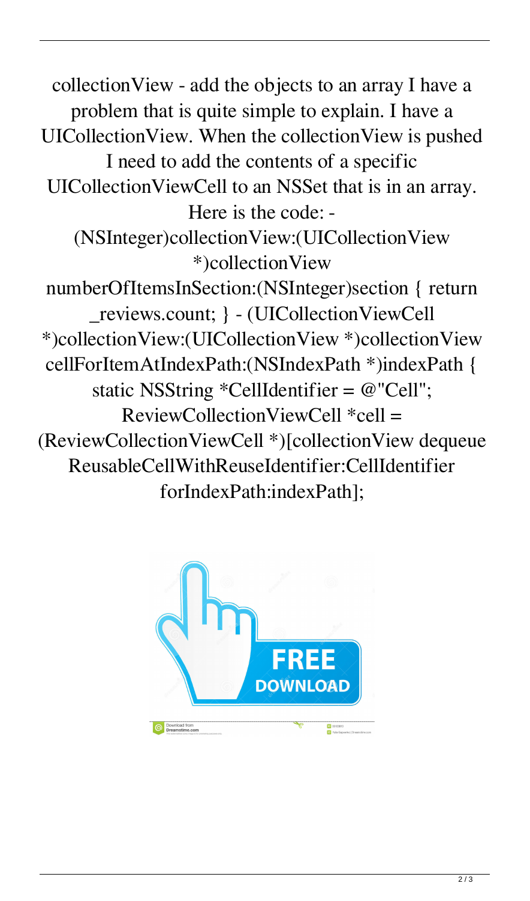collectionView - add the objects to an array I have a problem that is quite simple to explain. I have a UICollectionView. When the collectionView is pushed I need to add the contents of a specific UICollectionViewCell to an NSSet that is in an array. Here is the code: - (NSInteger)collectionView:(UICollectionView *)collectionView numberOfItemsInSection:(NSInteger)section { return _reviews.count; } - (UICollectionViewCell *)collectionView:(UICollectionView *)collectionView cellForItemAtIndexPath:(NSIndexPath *)indexPath { static NSString *CellIdentifier = @"Cell"; ReviewCollectionViewCell *cell = (ReviewCollectionViewCell *)[collectionView dequeue ReusableCellWithReuseIdentifier:CellIdentifier forIndexPath:indexPath];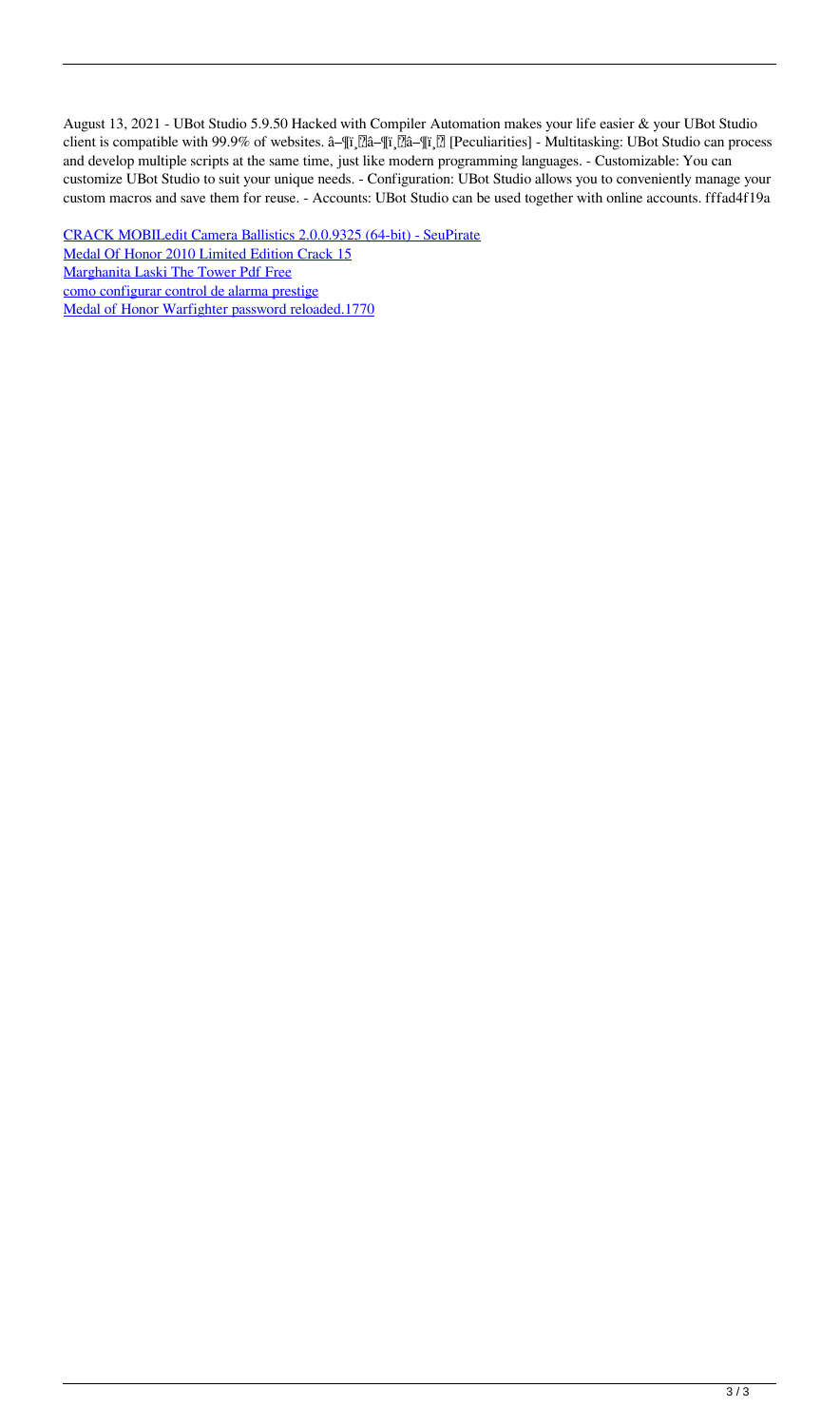August 13, 2021 - UBot Studio 5.9.50 Hacked with Compiler Automation makes your life easier & your UBot Studio client is compatible with 99.9% of websites. â–¶ï¸â–¶ï¸â–¶ï¸ [Peculiarities] - Multitasking: UBot Studio can process and develop multiple scripts at the same time, just like modern programming languages. - Customizable: You can customize UBot Studio to suit your unique needs. - Configuration: UBot Studio allows you to conveniently manage your custom macros and save them for reuse. - Accounts: UBot Studio can be used together with online accounts. fffad4f19a

CRACK MOBILedit Camera Ballistics 2.0.0.9325 (64-bit) - SeuPirate
Medal Of Honor 2010 Limited Edition Crack 15
Marghanita Laski The Tower Pdf Free
como configurar control de alarma prestige
Medal of Honor Warfighter password reloaded.1770